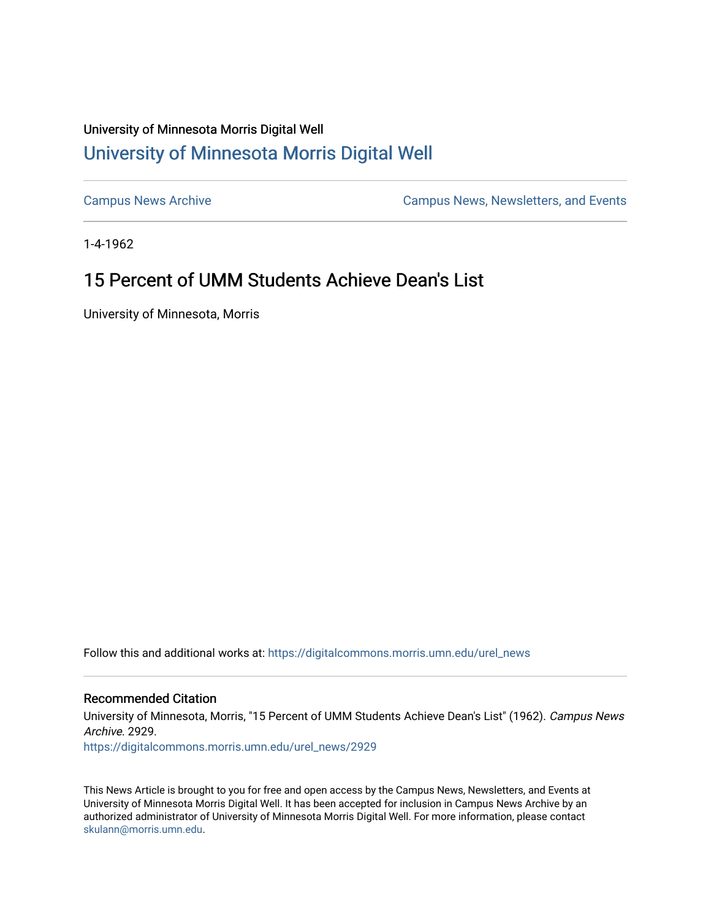University of Minnesota Morris Digital Well

# University of Minnesota Morris Digital Well

Campus News Archive

Campus News, Newsletters, and Events

1-4-1962

## 15 Percent of UMM Students Achieve Dean's List

University of Minnesota, Morris

Follow this and additional works at: https://digitalcommons.morris.umn.edu/urel_news

### Recommended Citation

University of Minnesota, Morris, "15 Percent of UMM Students Achieve Dean's List" (1962). *Campus News Archive*. 2929.
https://digitalcommons.morris.umn.edu/urel_news/2929

This News Article is brought to you for free and open access by the Campus News, Newsletters, and Events at University of Minnesota Morris Digital Well. It has been accepted for inclusion in Campus News Archive by an authorized administrator of University of Minnesota Morris Digital Well. For more information, please contact skulann@morris.umn.edu.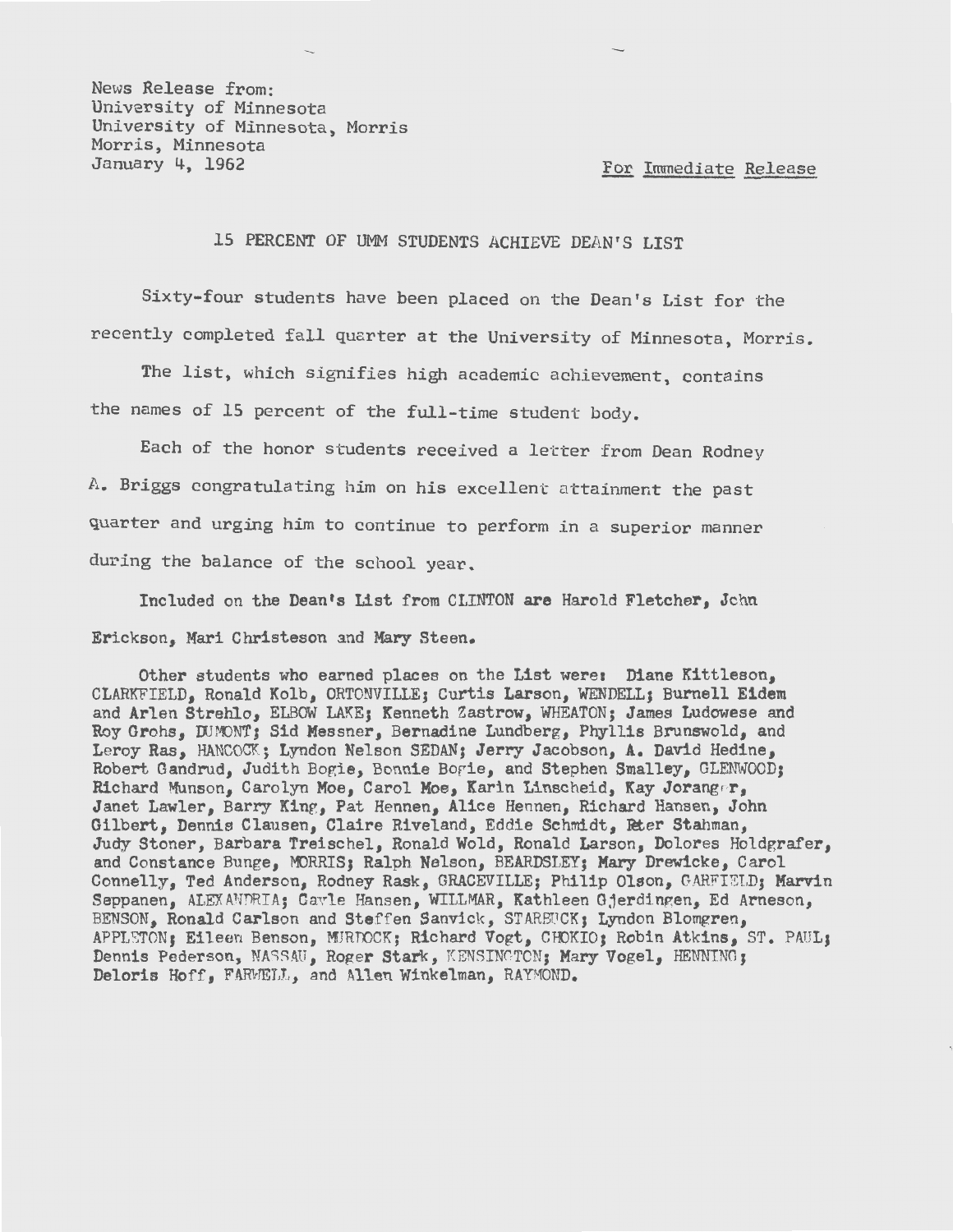News Release from:
University of Minnesota
University of Minnesota, Morris
Morris, Minnesota
January 4, 1962

For Immediate Release

## 15 PERCENT OF UMM STUDENTS ACHIEVE DEAN'S LIST

Sixty-four students have been placed on the Dean's List for the recently completed fall quarter at the University of Minnesota, Morris.

The list, which signifies high academic achievement, contains the names of 15 percent of the full-time student body.

Each of the honor students received a letter from Dean Rodney A. Briggs congratulating him on his excellent attainment the past quarter and urging him to continue to perform in a superior manner during the balance of the school year.

Included on the Dean's List from CLINTON are Harold Fletcher, John Erickson, Mari Christeson and Mary Steen.

Other students who earned places on the List were: Diane Kittleson, CLARKFIELD, Ronald Kolb, ORTONVILLE; Curtis Larson, WENDELL; Burnell Eidem and Arlen Strehlo, ELBOW LAKE; Kenneth Zastrow, WHEATON; James Ludowese and Roy Grohs, DUMONT; Sid Messner, Bernadine Lundberg, Phyllis Brunswold, and Leroy Ras, HANCOCK; Lyndon Nelson SEDAN; Jerry Jacobson, A. David Hedine, Robert Gandrud, Judith Bogie, Bonnie Bogie, and Stephen Smalley, GLENWOOD; Richard Munson, Carolyn Moe, Carol Moe, Karin Linscheid, Kay Joranger, Janet Lawler, Barry King, Pat Hennen, Alice Hennen, Richard Hansen, John Gilbert, Dennis Clausen, Claire Riveland, Eddie Schmidt, Peter Stahman, Judy Stoner, Barbara Treischel, Ronald Wold, Ronald Larson, Dolores Holdgrafer, and Constance Bunge, MORRIS; Ralph Nelson, BEARDSLEY; Mary Drewicke, Carol Connelly, Ted Anderson, Rodney Rask, GRACEVILLE; Philip Olson, GARFIELD; Marvin Seppanen, ALEXANDRIA; Gayle Hansen, WILLMAR, Kathleen Gjerdingen, Ed Arneson, BENSON, Ronald Carlson and Steffen Sanvick, STARBUCK; Lyndon Blomgren, APPLETON; Eileen Benson, MURDOCK; Richard Vogt, CHOKIO; Robin Atkins, ST. PAUL; Dennis Pederson, NASSAU, Roger Stark, KENSINGTON; Mary Vogel, HENNING; Deloris Hoff, FARWELL, and Allen Winkelman, RAYMOND.